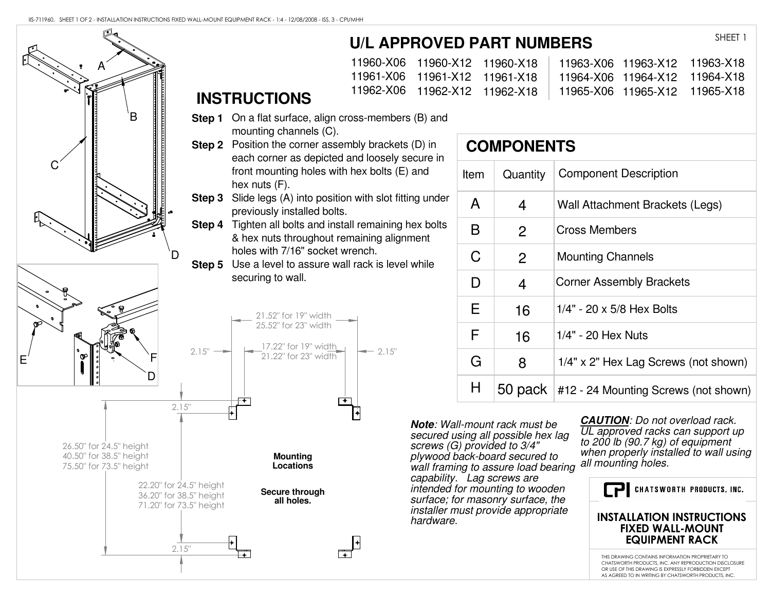SHEET 1

## U/L APPROVED PART NUMBERS

| | | | | | |
|---|---|---|---|---|---|
| 11960-X06 | 11960-X12 | 11960-X18 | 11963-X06 | 11963-X12 | 11963-X18 |
| 11961-X06 | 11961-X12 | 11961-X18 | 11964-X06 | 11964-X12 | 11964-X18 |
| 11962-X06 | 11962-X12 | 11962-X18 | 11965-X06 | 11965-X12 | 11965-X18 |

## INSTRUCTIONS

**Step 1** On a flat surface, align cross-members (B) and mounting channels (C).

**Step 2** Position the corner assembly brackets (D) in each corner as depicted and loosely secure in front mounting holes with hex bolts (E) and hex nuts (F).

**Step 3** Slide legs (A) into position with slot fitting under previously installed bolts.

**Step 4** Tighten all bolts and install remaining hex bolts & hex nuts throughout remaining alignment holes with 7/16" socket wrench.

**Step 5** Use a level to assure wall rack is level while securing to wall.

## COMPONENTS

| Item | Quantity | Component Description |
|---|---|---|
| A | 4 | Wall Attachment Brackets (Legs) |
| B | 2 | Cross Members |
| C | 2 | Mounting Channels |
| D | 4 | Corner Assembly Brackets |
| E | 16 | 1/4" - 20 x 5/8 Hex Bolts |
| F | 16 | 1/4" - 20 Hex Nuts |
| G | 8 | 1/4" x 2" Hex Lag Screws (not shown) |
| H | 50 pack | #12 - 24 Mounting Screws (not shown) |

21.52" for 19" width
25.52" for 23" width

17.22" for 19" width
21.22" for 23" width

2.15"

26.50" for 24.5" height
40.50" for 38.5" height
75.50" for 73.5" height

22.20" for 24.5" height
36.20" for 38.5" height
71.20" for 73.5" height

**Mounting Locations**

**Secure through all holes.**

***Note**: Wall-mount rack must be secured using all possible hex lag screws (G) provided to 3/4" plywood back-board secured to wall framing to assure load bearing capability. Lag screws are intended for mounting to wooden surface; for masonry surface, the installer must provide appropriate hardware.*

***CAUTION**: Do not overload rack. UL approved racks can support up to 200 lb (90.7 kg) of equipment when properly installed to wall using all mounting holes.*

CPI CHATSWORTH PRODUCTS, INC.

**INSTALLATION INSTRUCTIONS FIXED WALL-MOUNT EQUIPMENT RACK**

THIS DRAWING CONTAINS INFORMATION PROPRIETARY TO CHATSWORTH PRODUCTS, INC. ANY REPRODUCTION DISCLOSURE OR USE OF THIS DRAWING IS EXPRESSLY FORBIDDEN EXCEPT AS AGREED TO IN WRITING BY CHATSWORTH PRODUCTS, INC.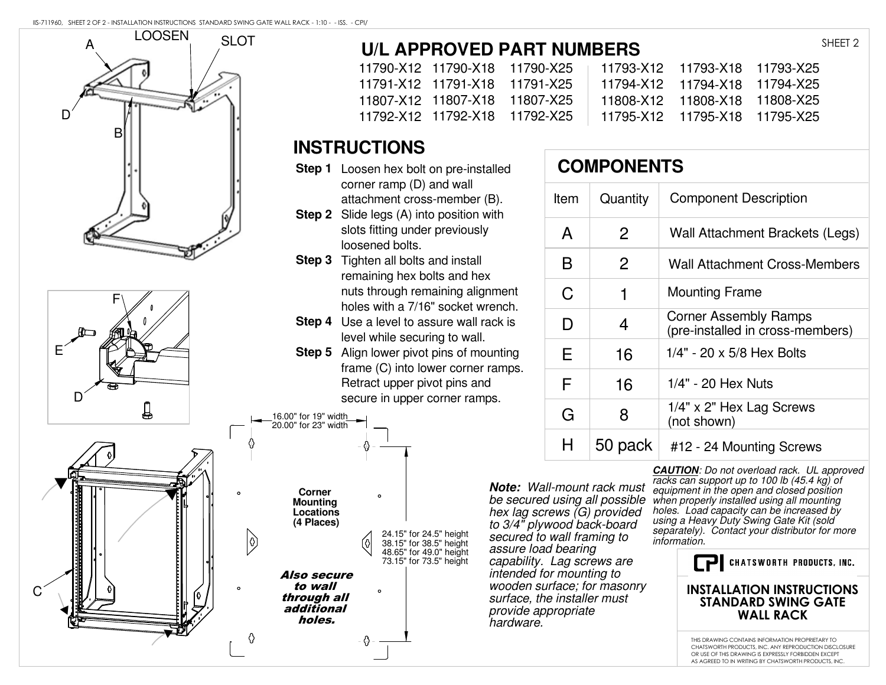LOOSEN

SLOT

A

D

B

# U/L APPROVED PART NUMBERS

| | | | | | |
|---|---|---|---|---|---|
| 11790-X12 | 11790-X18 | 11790-X25 | 11793-X12 | 11793-X18 | 11793-X25 |
| 11791-X12 | 11791-X18 | 11791-X25 | 11794-X12 | 11794-X18 | 11794-X25 |
| 11807-X12 | 11807-X18 | 11807-X25 | 11808-X12 | 11808-X18 | 11808-X25 |
| 11792-X12 | 11792-X18 | 11792-X25 | 11795-X12 | 11795-X18 | 11795-X25 |

## INSTRUCTIONS

**Step 1** Loosen hex bolt on pre-installed corner ramp (D) and wall attachment cross-member (B).

**Step 2** Slide legs (A) into position with slots fitting under previously loosened bolts.

**Step 3** Tighten all bolts and install remaining hex bolts and hex nuts through remaining alignment holes with a 7/16" socket wrench.

**Step 4** Use a level to assure wall rack is level while securing to wall.

**Step 5** Align lower pivot pins of mounting frame (C) into lower corner ramps. Retract upper pivot pins and secure in upper corner ramps.

## COMPONENTS

| Item | Quantity | Component Description |
|---|---|---|
| A | 2 | Wall Attachment Brackets (Legs) |
| B | 2 | Wall Attachment Cross-Members |
| C | 1 | Mounting Frame |
| D | 4 | Corner Assembly Ramps (pre-installed in cross-members) |
| E | 16 | 1/4" - 20 x 5/8 Hex Bolts |
| F | 16 | 1/4" - 20 Hex Nuts |
| G | 8 | 1/4" x 2" Hex Lag Screws (not shown) |
| H | 50 pack | #12 - 24 Mounting Screws |

F

E

D

C

16.00" for 19" width
20.00" for 23" width

**Corner Mounting Locations (4 Places)**

24.15" for 24.5" height
38.15" for 38.5" height
48.65" for 49.0" height
73.15" for 73.5" height

***Also secure to wall through all additional holes.***

***Note:*** *Wall-mount rack must be secured using all possible hex lag screws (G) provided to 3/4" plywood back-board secured to wall framing to assure load bearing capability. Lag screws are intended for mounting to wooden surface; for masonry surface, the installer must provide appropriate hardware.*

***CAUTION****: Do not overload rack. UL approved racks can support up to 100 lb (45.4 kg) of equipment in the open and closed position when properly installed using all mounting holes. Load capacity can be increased by using a Heavy Duty Swing Gate Kit (sold separately). Contact your distributor for more information.*

CPI CHATSWORTH PRODUCTS, INC.

**INSTALLATION INSTRUCTIONS STANDARD SWING GATE WALL RACK**

THIS DRAWING CONTAINS INFORMATION PROPRIETARY TO CHATSWORTH PRODUCTS, INC. ANY REPRODUCTION DISCLOSURE OR USE OF THIS DRAWING IS EXPRESSLY FORBIDDEN EXCEPT AS AGREED TO IN WRITING BY CHATSWORTH PRODUCTS, INC.